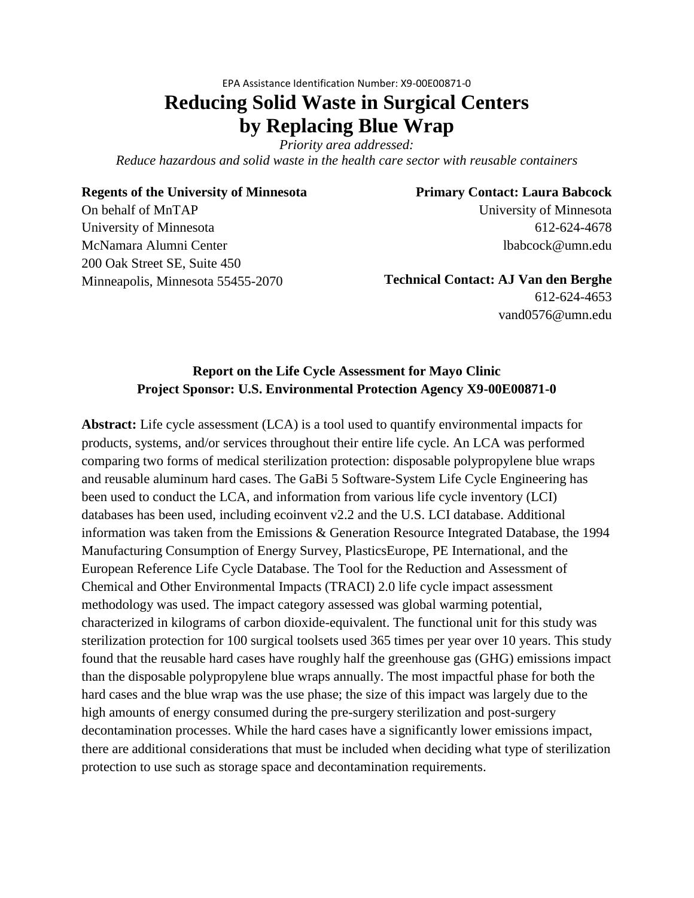EPA Assistance Identification Number: X9-00E00871-0

# Reducing Solid Waste in Surgical Centers by Replacing Blue Wrap

*Priority area addressed:*
*Reduce hazardous and solid waste in the health care sector with reusable containers*

**Regents of the University of Minnesota**
On behalf of MnTAP
University of Minnesota
McNamara Alumni Center
200 Oak Street SE, Suite 450
Minneapolis, Minnesota 55455-2070

**Primary Contact: Laura Babcock**
University of Minnesota
612-624-4678
lbabcock@umn.edu

**Technical Contact: AJ Van den Berghe**
612-624-4653
vand0576@umn.edu

**Report on the Life Cycle Assessment for Mayo Clinic**
**Project Sponsor: U.S. Environmental Protection Agency X9-00E00871-0**

**Abstract:** Life cycle assessment (LCA) is a tool used to quantify environmental impacts for products, systems, and/or services throughout their entire life cycle. An LCA was performed comparing two forms of medical sterilization protection: disposable polypropylene blue wraps and reusable aluminum hard cases. The GaBi 5 Software-System Life Cycle Engineering has been used to conduct the LCA, and information from various life cycle inventory (LCI) databases has been used, including ecoinvent v2.2 and the U.S. LCI database. Additional information was taken from the Emissions & Generation Resource Integrated Database, the 1994 Manufacturing Consumption of Energy Survey, PlasticsEurope, PE International, and the European Reference Life Cycle Database. The Tool for the Reduction and Assessment of Chemical and Other Environmental Impacts (TRACI) 2.0 life cycle impact assessment methodology was used. The impact category assessed was global warming potential, characterized in kilograms of carbon dioxide-equivalent. The functional unit for this study was sterilization protection for 100 surgical toolsets used 365 times per year over 10 years. This study found that the reusable hard cases have roughly half the greenhouse gas (GHG) emissions impact than the disposable polypropylene blue wraps annually. The most impactful phase for both the hard cases and the blue wrap was the use phase; the size of this impact was largely due to the high amounts of energy consumed during the pre-surgery sterilization and post-surgery decontamination processes. While the hard cases have a significantly lower emissions impact, there are additional considerations that must be included when deciding what type of sterilization protection to use such as storage space and decontamination requirements.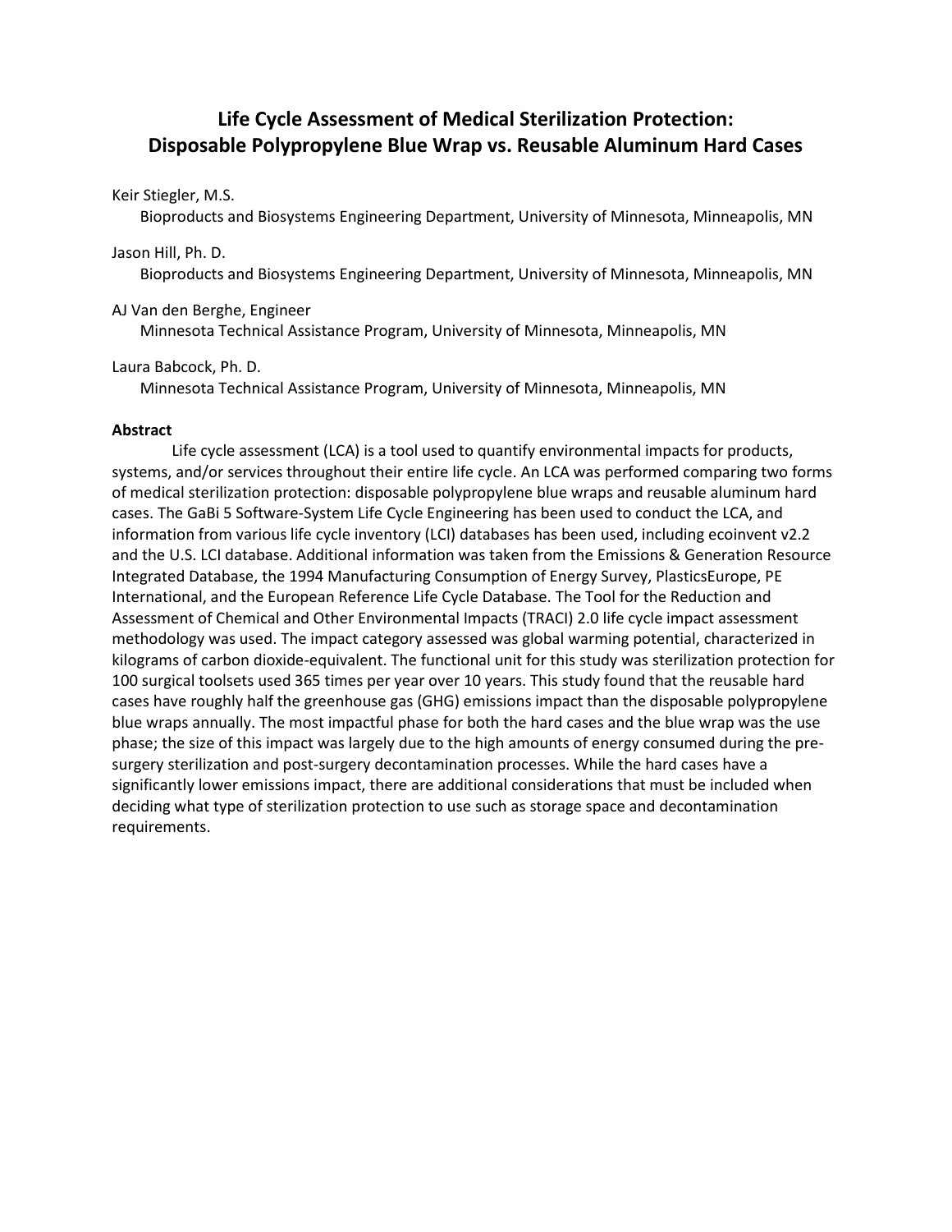# Life Cycle Assessment of Medical Sterilization Protection: Disposable Polypropylene Blue Wrap vs. Reusable Aluminum Hard Cases

Keir Stiegler, M.S.
Bioproducts and Biosystems Engineering Department, University of Minnesota, Minneapolis, MN

Jason Hill, Ph. D.
Bioproducts and Biosystems Engineering Department, University of Minnesota, Minneapolis, MN

AJ Van den Berghe, Engineer
Minnesota Technical Assistance Program, University of Minnesota, Minneapolis, MN

Laura Babcock, Ph. D.
Minnesota Technical Assistance Program, University of Minnesota, Minneapolis, MN

**Abstract**

Life cycle assessment (LCA) is a tool used to quantify environmental impacts for products, systems, and/or services throughout their entire life cycle. An LCA was performed comparing two forms of medical sterilization protection: disposable polypropylene blue wraps and reusable aluminum hard cases. The GaBi 5 Software-System Life Cycle Engineering has been used to conduct the LCA, and information from various life cycle inventory (LCI) databases has been used, including ecoinvent v2.2 and the U.S. LCI database. Additional information was taken from the Emissions & Generation Resource Integrated Database, the 1994 Manufacturing Consumption of Energy Survey, PlasticsEurope, PE International, and the European Reference Life Cycle Database. The Tool for the Reduction and Assessment of Chemical and Other Environmental Impacts (TRACI) 2.0 life cycle impact assessment methodology was used. The impact category assessed was global warming potential, characterized in kilograms of carbon dioxide-equivalent. The functional unit for this study was sterilization protection for 100 surgical toolsets used 365 times per year over 10 years. This study found that the reusable hard cases have roughly half the greenhouse gas (GHG) emissions impact than the disposable polypropylene blue wraps annually. The most impactful phase for both the hard cases and the blue wrap was the use phase; the size of this impact was largely due to the high amounts of energy consumed during the pre-surgery sterilization and post-surgery decontamination processes. While the hard cases have a significantly lower emissions impact, there are additional considerations that must be included when deciding what type of sterilization protection to use such as storage space and decontamination requirements.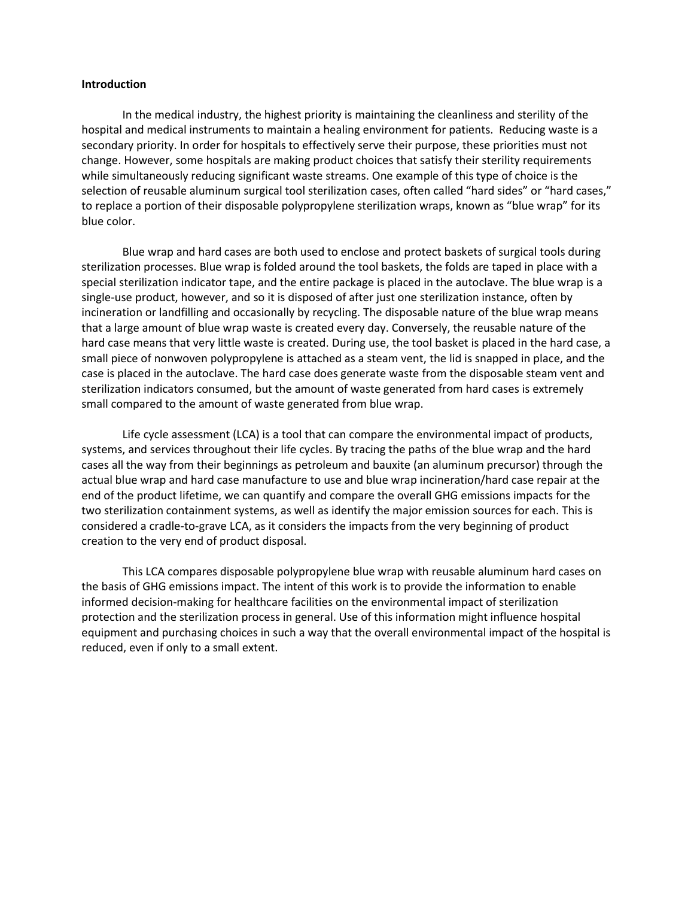**Introduction**

In the medical industry, the highest priority is maintaining the cleanliness and sterility of the hospital and medical instruments to maintain a healing environment for patients. Reducing waste is a secondary priority. In order for hospitals to effectively serve their purpose, these priorities must not change. However, some hospitals are making product choices that satisfy their sterility requirements while simultaneously reducing significant waste streams. One example of this type of choice is the selection of reusable aluminum surgical tool sterilization cases, often called "hard sides" or "hard cases," to replace a portion of their disposable polypropylene sterilization wraps, known as "blue wrap" for its blue color.

Blue wrap and hard cases are both used to enclose and protect baskets of surgical tools during sterilization processes. Blue wrap is folded around the tool baskets, the folds are taped in place with a special sterilization indicator tape, and the entire package is placed in the autoclave. The blue wrap is a single-use product, however, and so it is disposed of after just one sterilization instance, often by incineration or landfilling and occasionally by recycling. The disposable nature of the blue wrap means that a large amount of blue wrap waste is created every day. Conversely, the reusable nature of the hard case means that very little waste is created. During use, the tool basket is placed in the hard case, a small piece of nonwoven polypropylene is attached as a steam vent, the lid is snapped in place, and the case is placed in the autoclave. The hard case does generate waste from the disposable steam vent and sterilization indicators consumed, but the amount of waste generated from hard cases is extremely small compared to the amount of waste generated from blue wrap.

Life cycle assessment (LCA) is a tool that can compare the environmental impact of products, systems, and services throughout their life cycles. By tracing the paths of the blue wrap and the hard cases all the way from their beginnings as petroleum and bauxite (an aluminum precursor) through the actual blue wrap and hard case manufacture to use and blue wrap incineration/hard case repair at the end of the product lifetime, we can quantify and compare the overall GHG emissions impacts for the two sterilization containment systems, as well as identify the major emission sources for each. This is considered a cradle-to-grave LCA, as it considers the impacts from the very beginning of product creation to the very end of product disposal.

This LCA compares disposable polypropylene blue wrap with reusable aluminum hard cases on the basis of GHG emissions impact. The intent of this work is to provide the information to enable informed decision-making for healthcare facilities on the environmental impact of sterilization protection and the sterilization process in general. Use of this information might influence hospital equipment and purchasing choices in such a way that the overall environmental impact of the hospital is reduced, even if only to a small extent.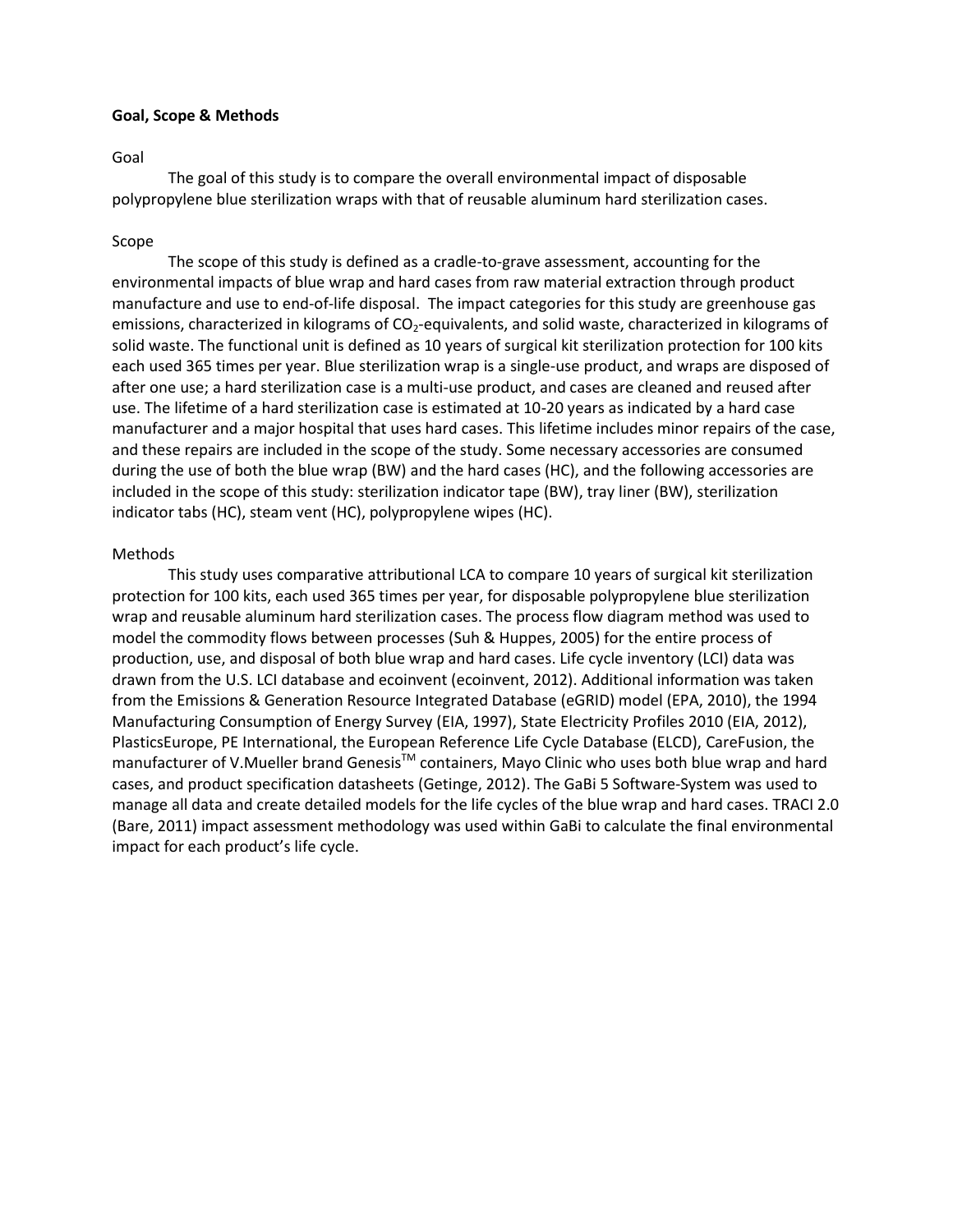**Goal, Scope & Methods**

Goal

The goal of this study is to compare the overall environmental impact of disposable polypropylene blue sterilization wraps with that of reusable aluminum hard sterilization cases.

Scope

The scope of this study is defined as a cradle-to-grave assessment, accounting for the environmental impacts of blue wrap and hard cases from raw material extraction through product manufacture and use to end-of-life disposal. The impact categories for this study are greenhouse gas emissions, characterized in kilograms of $CO_2$-equivalents, and solid waste, characterized in kilograms of solid waste. The functional unit is defined as 10 years of surgical kit sterilization protection for 100 kits each used 365 times per year. Blue sterilization wrap is a single-use product, and wraps are disposed of after one use; a hard sterilization case is a multi-use product, and cases are cleaned and reused after use. The lifetime of a hard sterilization case is estimated at 10-20 years as indicated by a hard case manufacturer and a major hospital that uses hard cases. This lifetime includes minor repairs of the case, and these repairs are included in the scope of the study. Some necessary accessories are consumed during the use of both the blue wrap (BW) and the hard cases (HC), and the following accessories are included in the scope of this study: sterilization indicator tape (BW), tray liner (BW), sterilization indicator tabs (HC), steam vent (HC), polypropylene wipes (HC).

Methods

This study uses comparative attributional LCA to compare 10 years of surgical kit sterilization protection for 100 kits, each used 365 times per year, for disposable polypropylene blue sterilization wrap and reusable aluminum hard sterilization cases. The process flow diagram method was used to model the commodity flows between processes (Suh & Huppes, 2005) for the entire process of production, use, and disposal of both blue wrap and hard cases. Life cycle inventory (LCI) data was drawn from the U.S. LCI database and ecoinvent (ecoinvent, 2012). Additional information was taken from the Emissions & Generation Resource Integrated Database (eGRID) model (EPA, 2010), the 1994 Manufacturing Consumption of Energy Survey (EIA, 1997), State Electricity Profiles 2010 (EIA, 2012), PlasticsEurope, PE International, the European Reference Life Cycle Database (ELCD), CareFusion, the manufacturer of V.Mueller brand Genesis™ containers, Mayo Clinic who uses both blue wrap and hard cases, and product specification datasheets (Getinge, 2012). The GaBi 5 Software-System was used to manage all data and create detailed models for the life cycles of the blue wrap and hard cases. TRACI 2.0 (Bare, 2011) impact assessment methodology was used within GaBi to calculate the final environmental impact for each product's life cycle.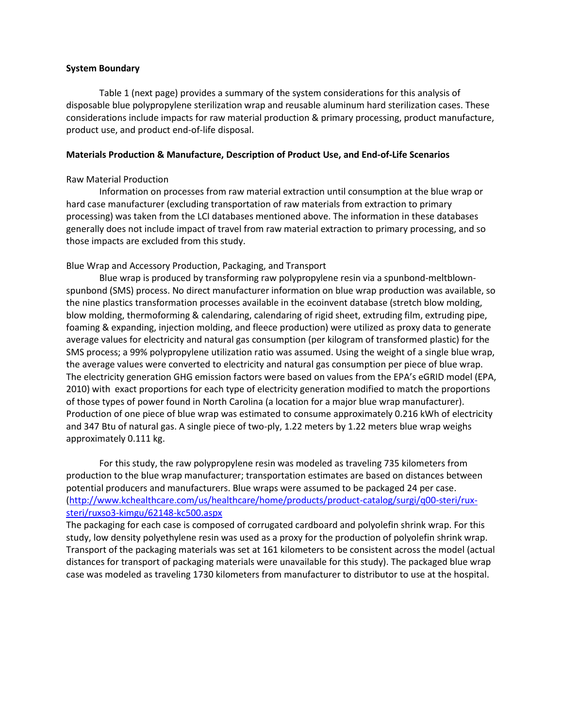**System Boundary**

Table 1 (next page) provides a summary of the system considerations for this analysis of disposable blue polypropylene sterilization wrap and reusable aluminum hard sterilization cases. These considerations include impacts for raw material production & primary processing, product manufacture, product use, and product end-of-life disposal.

**Materials Production & Manufacture, Description of Product Use, and End-of-Life Scenarios**

Raw Material Production

Information on processes from raw material extraction until consumption at the blue wrap or hard case manufacturer (excluding transportation of raw materials from extraction to primary processing) was taken from the LCI databases mentioned above. The information in these databases generally does not include impact of travel from raw material extraction to primary processing, and so those impacts are excluded from this study.

Blue Wrap and Accessory Production, Packaging, and Transport

Blue wrap is produced by transforming raw polypropylene resin via a spunbond-meltblown-spunbond (SMS) process. No direct manufacturer information on blue wrap production was available, so the nine plastics transformation processes available in the ecoinvent database (stretch blow molding, blow molding, thermoforming & calendaring, calendaring of rigid sheet, extruding film, extruding pipe, foaming & expanding, injection molding, and fleece production) were utilized as proxy data to generate average values for electricity and natural gas consumption (per kilogram of transformed plastic) for the SMS process; a 99% polypropylene utilization ratio was assumed. Using the weight of a single blue wrap, the average values were converted to electricity and natural gas consumption per piece of blue wrap. The electricity generation GHG emission factors were based on values from the EPA's eGRID model (EPA, 2010) with exact proportions for each type of electricity generation modified to match the proportions of those types of power found in North Carolina (a location for a major blue wrap manufacturer). Production of one piece of blue wrap was estimated to consume approximately 0.216 kWh of electricity and 347 Btu of natural gas. A single piece of two-ply, 1.22 meters by 1.22 meters blue wrap weighs approximately 0.111 kg.

For this study, the raw polypropylene resin was modeled as traveling 735 kilometers from production to the blue wrap manufacturer; transportation estimates are based on distances between potential producers and manufacturers. Blue wraps were assumed to be packaged 24 per case. (http://www.kchealthcare.com/us/healthcare/home/products/product-catalog/surgi/q00-steri/rux-steri/ruxso3-kimgu/62148-kc500.aspx
The packaging for each case is composed of corrugated cardboard and polyolefin shrink wrap. For this study, low density polyethylene resin was used as a proxy for the production of polyolefin shrink wrap. Transport of the packaging materials was set at 161 kilometers to be consistent across the model (actual distances for transport of packaging materials were unavailable for this study). The packaged blue wrap case was modeled as traveling 1730 kilometers from manufacturer to distributor to use at the hospital.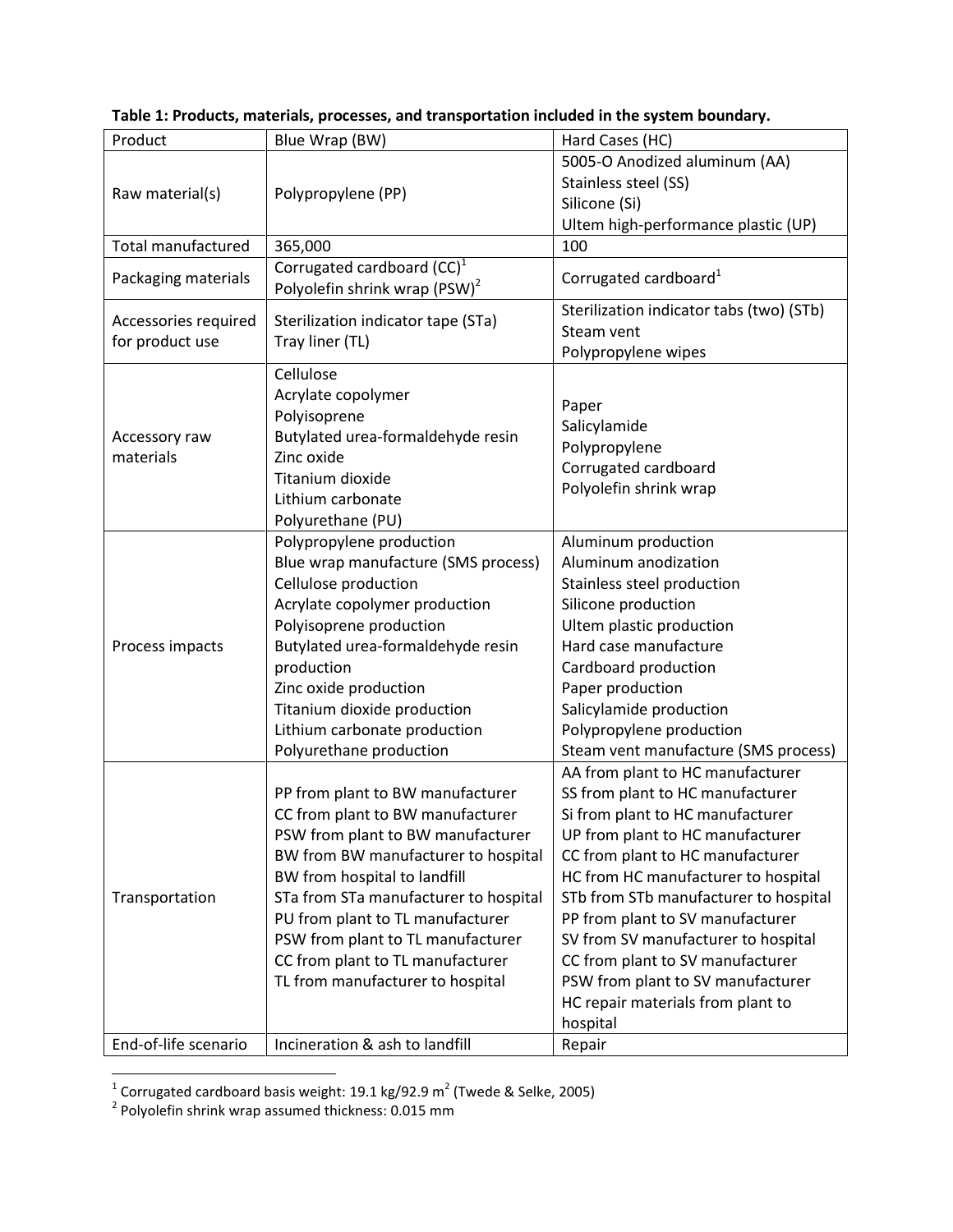**Table 1: Products, materials, processes, and transportation included in the system boundary.**

| Product | Blue Wrap (BW) | Hard Cases (HC) |
|---|---|---|
| Raw material(s) | Polypropylene (PP) | 5005-O Anodized aluminum (AA)<br>Stainless steel (SS)<br>Silicone (Si)<br>Ultem high-performance plastic (UP) |
| Total manufactured | 365,000 | 100 |
| Packaging materials | Corrugated cardboard (CC)[1]<br>Polyolefin shrink wrap (PSW)[2] | Corrugated cardboard[1] |
| Accessories required for product use | Sterilization indicator tape (STa)<br>Tray liner (TL) | Sterilization indicator tabs (two) (STb)<br>Steam vent<br>Polypropylene wipes |
| Accessory raw materials | Cellulose<br>Acrylate copolymer<br>Polyisoprene<br>Butylated urea-formaldehyde resin<br>Zinc oxide<br>Titanium dioxide<br>Lithium carbonate<br>Polyurethane (PU) | Paper<br>Salicylamide<br>Polypropylene<br>Corrugated cardboard<br>Polyolefin shrink wrap |
| Process impacts | Polypropylene production<br>Blue wrap manufacture (SMS process)<br>Cellulose production<br>Acrylate copolymer production<br>Polyisoprene production<br>Butylated urea-formaldehyde resin production<br>Zinc oxide production<br>Titanium dioxide production<br>Lithium carbonate production<br>Polyurethane production | Aluminum production<br>Aluminum anodization<br>Stainless steel production<br>Silicone production<br>Ultem plastic production<br>Hard case manufacture<br>Cardboard production<br>Paper production<br>Salicylamide production<br>Polypropylene production<br>Steam vent manufacture (SMS process) |
| Transportation | PP from plant to BW manufacturer<br>CC from plant to BW manufacturer<br>PSW from plant to BW manufacturer<br>BW from BW manufacturer to hospital<br>BW from hospital to landfill<br>STa from STa manufacturer to hospital<br>PU from plant to TL manufacturer<br>PSW from plant to TL manufacturer<br>CC from plant to TL manufacturer<br>TL from manufacturer to hospital | AA from plant to HC manufacturer<br>SS from plant to HC manufacturer<br>Si from plant to HC manufacturer<br>UP from plant to HC manufacturer<br>CC from plant to HC manufacturer<br>HC from HC manufacturer to hospital<br>STb from STb manufacturer to hospital<br>PP from plant to SV manufacturer<br>SV from SV manufacturer to hospital<br>CC from plant to SV manufacturer<br>PSW from plant to SV manufacturer<br>HC repair materials from plant to hospital |
| End-of-life scenario | Incineration & ash to landfill | Repair |

[1] Corrugated cardboard basis weight: 19.1 kg/92.9 $m^2$ (Twede & Selke, 2005)

[2] Polyolefin shrink wrap assumed thickness: 0.015 mm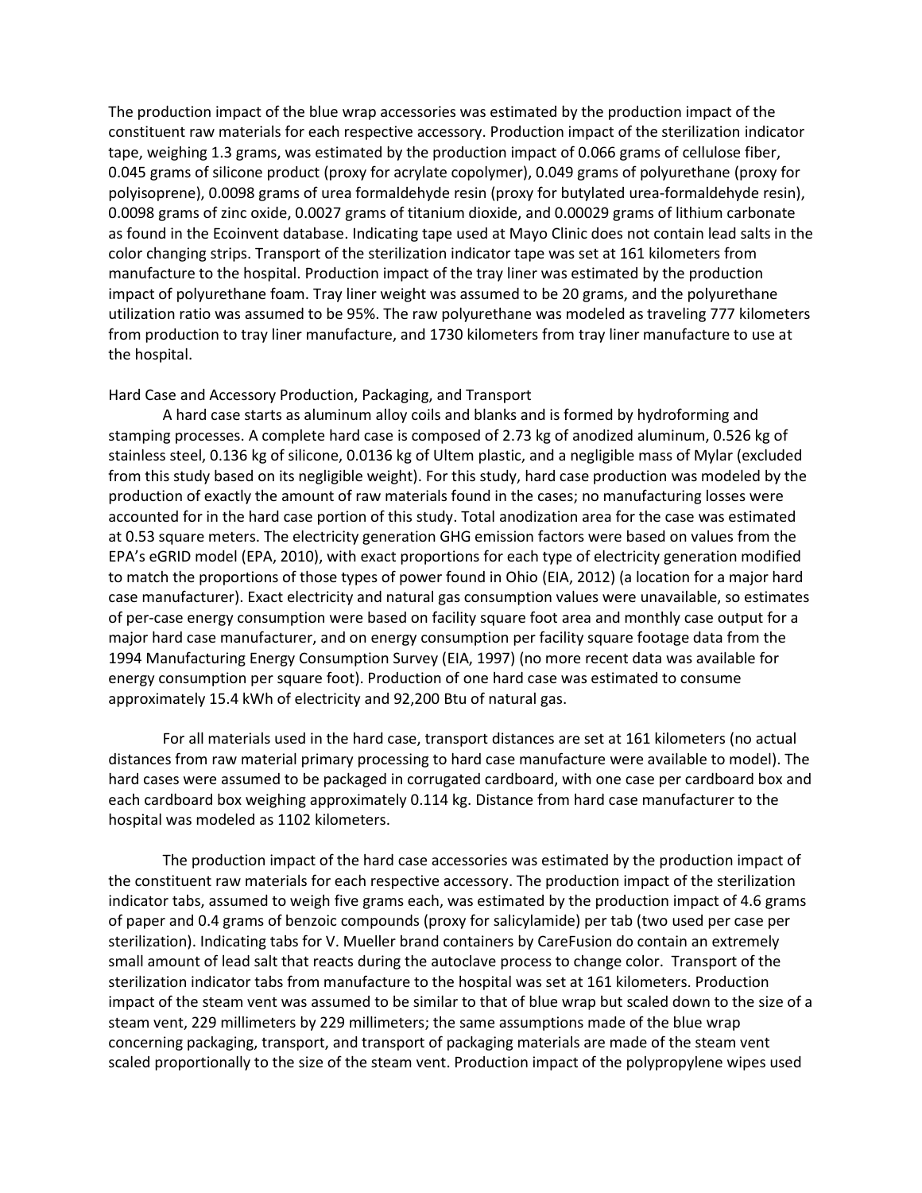The production impact of the blue wrap accessories was estimated by the production impact of the constituent raw materials for each respective accessory. Production impact of the sterilization indicator tape, weighing 1.3 grams, was estimated by the production impact of 0.066 grams of cellulose fiber, 0.045 grams of silicone product (proxy for acrylate copolymer), 0.049 grams of polyurethane (proxy for polyisoprene), 0.0098 grams of urea formaldehyde resin (proxy for butylated urea-formaldehyde resin), 0.0098 grams of zinc oxide, 0.0027 grams of titanium dioxide, and 0.00029 grams of lithium carbonate as found in the Ecoinvent database. Indicating tape used at Mayo Clinic does not contain lead salts in the color changing strips. Transport of the sterilization indicator tape was set at 161 kilometers from manufacture to the hospital. Production impact of the tray liner was estimated by the production impact of polyurethane foam. Tray liner weight was assumed to be 20 grams, and the polyurethane utilization ratio was assumed to be 95%. The raw polyurethane was modeled as traveling 777 kilometers from production to tray liner manufacture, and 1730 kilometers from tray liner manufacture to use at the hospital.

Hard Case and Accessory Production, Packaging, and Transport

A hard case starts as aluminum alloy coils and blanks and is formed by hydroforming and stamping processes. A complete hard case is composed of 2.73 kg of anodized aluminum, 0.526 kg of stainless steel, 0.136 kg of silicone, 0.0136 kg of Ultem plastic, and a negligible mass of Mylar (excluded from this study based on its negligible weight). For this study, hard case production was modeled by the production of exactly the amount of raw materials found in the cases; no manufacturing losses were accounted for in the hard case portion of this study. Total anodization area for the case was estimated at 0.53 square meters. The electricity generation GHG emission factors were based on values from the EPA's eGRID model (EPA, 2010), with exact proportions for each type of electricity generation modified to match the proportions of those types of power found in Ohio (EIA, 2012) (a location for a major hard case manufacturer). Exact electricity and natural gas consumption values were unavailable, so estimates of per-case energy consumption were based on facility square foot area and monthly case output for a major hard case manufacturer, and on energy consumption per facility square footage data from the 1994 Manufacturing Energy Consumption Survey (EIA, 1997) (no more recent data was available for energy consumption per square foot). Production of one hard case was estimated to consume approximately 15.4 kWh of electricity and 92,200 Btu of natural gas.

For all materials used in the hard case, transport distances are set at 161 kilometers (no actual distances from raw material primary processing to hard case manufacture were available to model). The hard cases were assumed to be packaged in corrugated cardboard, with one case per cardboard box and each cardboard box weighing approximately 0.114 kg. Distance from hard case manufacturer to the hospital was modeled as 1102 kilometers.

The production impact of the hard case accessories was estimated by the production impact of the constituent raw materials for each respective accessory. The production impact of the sterilization indicator tabs, assumed to weigh five grams each, was estimated by the production impact of 4.6 grams of paper and 0.4 grams of benzoic compounds (proxy for salicylamide) per tab (two used per case per sterilization). Indicating tabs for V. Mueller brand containers by CareFusion do contain an extremely small amount of lead salt that reacts during the autoclave process to change color. Transport of the sterilization indicator tabs from manufacture to the hospital was set at 161 kilometers. Production impact of the steam vent was assumed to be similar to that of blue wrap but scaled down to the size of a steam vent, 229 millimeters by 229 millimeters; the same assumptions made of the blue wrap concerning packaging, transport, and transport of packaging materials are made of the steam vent scaled proportionally to the size of the steam vent. Production impact of the polypropylene wipes used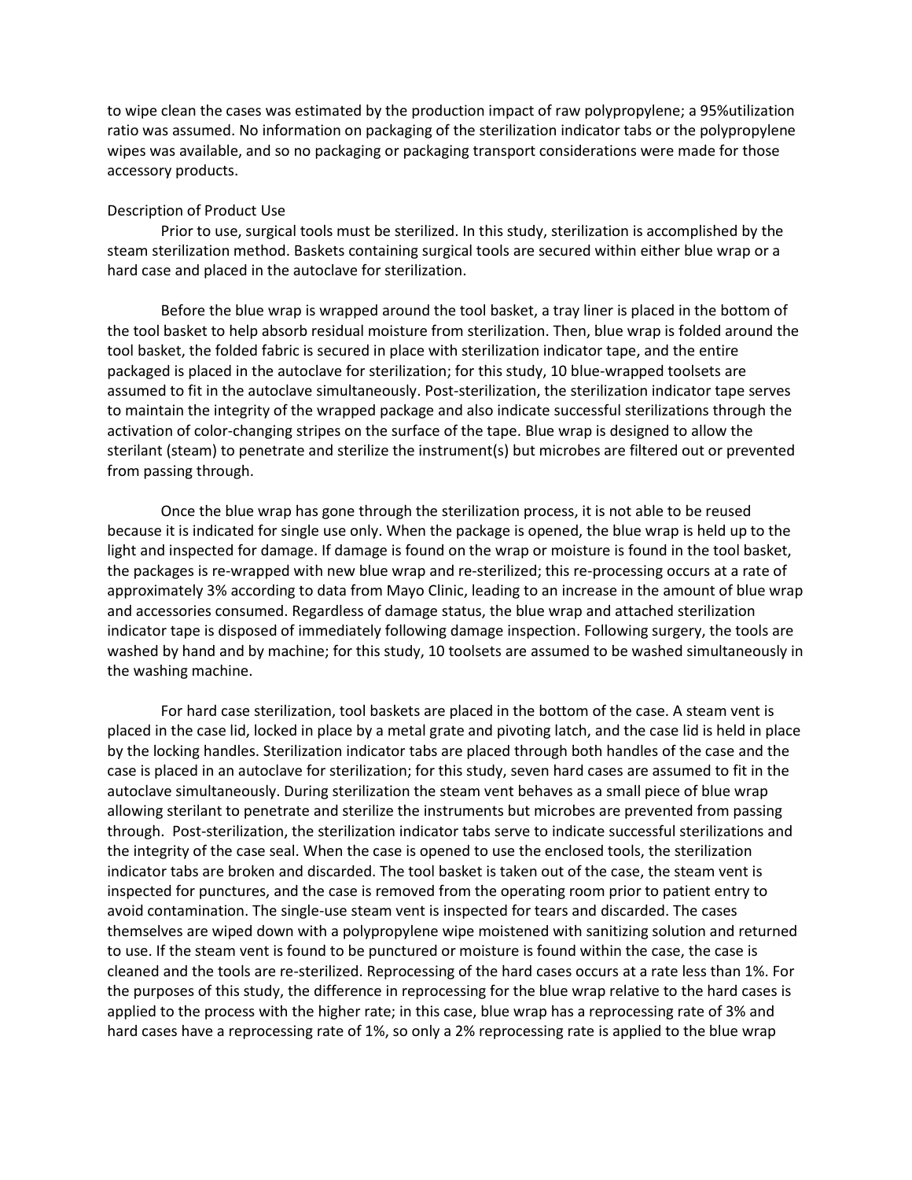to wipe clean the cases was estimated by the production impact of raw polypropylene; a 95%utilization ratio was assumed. No information on packaging of the sterilization indicator tabs or the polypropylene wipes was available, and so no packaging or packaging transport considerations were made for those accessory products.

### Description of Product Use

Prior to use, surgical tools must be sterilized. In this study, sterilization is accomplished by the steam sterilization method. Baskets containing surgical tools are secured within either blue wrap or a hard case and placed in the autoclave for sterilization.

Before the blue wrap is wrapped around the tool basket, a tray liner is placed in the bottom of the tool basket to help absorb residual moisture from sterilization. Then, blue wrap is folded around the tool basket, the folded fabric is secured in place with sterilization indicator tape, and the entire packaged is placed in the autoclave for sterilization; for this study, 10 blue-wrapped toolsets are assumed to fit in the autoclave simultaneously. Post-sterilization, the sterilization indicator tape serves to maintain the integrity of the wrapped package and also indicate successful sterilizations through the activation of color-changing stripes on the surface of the tape. Blue wrap is designed to allow the sterilant (steam) to penetrate and sterilize the instrument(s) but microbes are filtered out or prevented from passing through.

Once the blue wrap has gone through the sterilization process, it is not able to be reused because it is indicated for single use only. When the package is opened, the blue wrap is held up to the light and inspected for damage. If damage is found on the wrap or moisture is found in the tool basket, the packages is re-wrapped with new blue wrap and re-sterilized; this re-processing occurs at a rate of approximately 3% according to data from Mayo Clinic, leading to an increase in the amount of blue wrap and accessories consumed. Regardless of damage status, the blue wrap and attached sterilization indicator tape is disposed of immediately following damage inspection. Following surgery, the tools are washed by hand and by machine; for this study, 10 toolsets are assumed to be washed simultaneously in the washing machine.

For hard case sterilization, tool baskets are placed in the bottom of the case. A steam vent is placed in the case lid, locked in place by a metal grate and pivoting latch, and the case lid is held in place by the locking handles. Sterilization indicator tabs are placed through both handles of the case and the case is placed in an autoclave for sterilization; for this study, seven hard cases are assumed to fit in the autoclave simultaneously. During sterilization the steam vent behaves as a small piece of blue wrap allowing sterilant to penetrate and sterilize the instruments but microbes are prevented from passing through. Post-sterilization, the sterilization indicator tabs serve to indicate successful sterilizations and the integrity of the case seal. When the case is opened to use the enclosed tools, the sterilization indicator tabs are broken and discarded. The tool basket is taken out of the case, the steam vent is inspected for punctures, and the case is removed from the operating room prior to patient entry to avoid contamination. The single-use steam vent is inspected for tears and discarded. The cases themselves are wiped down with a polypropylene wipe moistened with sanitizing solution and returned to use. If the steam vent is found to be punctured or moisture is found within the case, the case is cleaned and the tools are re-sterilized. Reprocessing of the hard cases occurs at a rate less than 1%. For the purposes of this study, the difference in reprocessing for the blue wrap relative to the hard cases is applied to the process with the higher rate; in this case, blue wrap has a reprocessing rate of 3% and hard cases have a reprocessing rate of 1%, so only a 2% reprocessing rate is applied to the blue wrap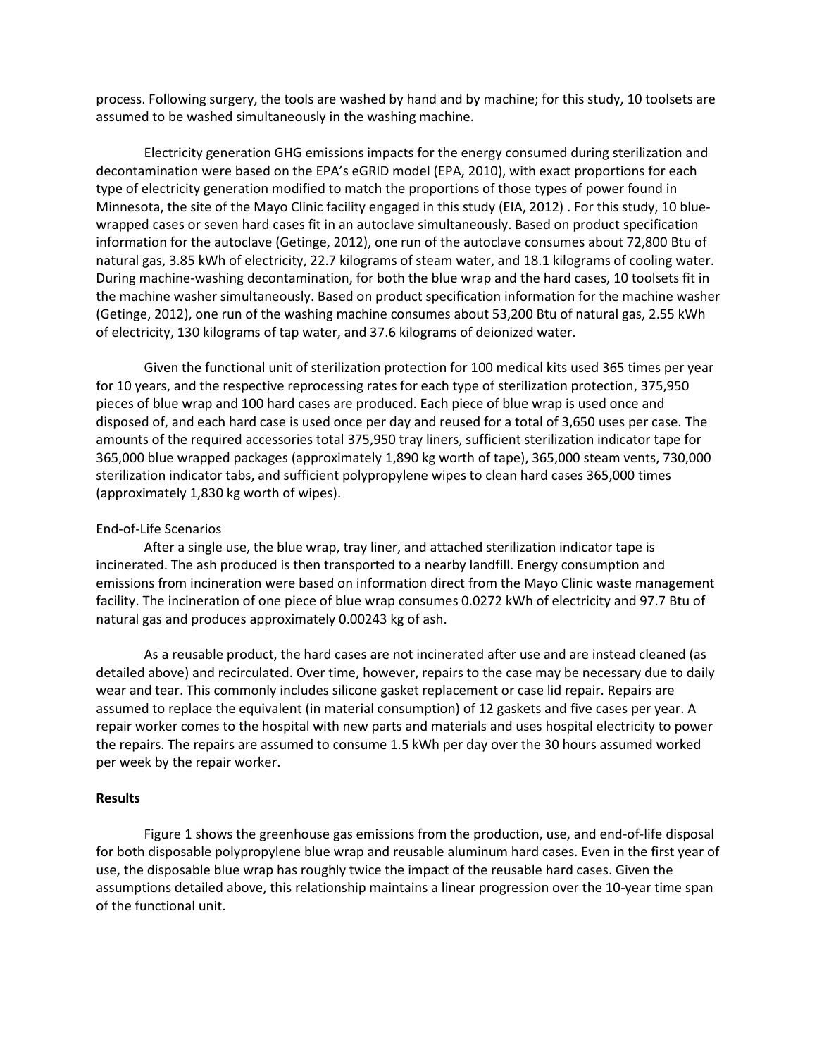process. Following surgery, the tools are washed by hand and by machine; for this study, 10 toolsets are assumed to be washed simultaneously in the washing machine.

Electricity generation GHG emissions impacts for the energy consumed during sterilization and decontamination were based on the EPA's eGRID model (EPA, 2010), with exact proportions for each type of electricity generation modified to match the proportions of those types of power found in Minnesota, the site of the Mayo Clinic facility engaged in this study (EIA, 2012) . For this study, 10 blue-wrapped cases or seven hard cases fit in an autoclave simultaneously. Based on product specification information for the autoclave (Getinge, 2012), one run of the autoclave consumes about 72,800 Btu of natural gas, 3.85 kWh of electricity, 22.7 kilograms of steam water, and 18.1 kilograms of cooling water. During machine-washing decontamination, for both the blue wrap and the hard cases, 10 toolsets fit in the machine washer simultaneously. Based on product specification information for the machine washer (Getinge, 2012), one run of the washing machine consumes about 53,200 Btu of natural gas, 2.55 kWh of electricity, 130 kilograms of tap water, and 37.6 kilograms of deionized water.

Given the functional unit of sterilization protection for 100 medical kits used 365 times per year for 10 years, and the respective reprocessing rates for each type of sterilization protection, 375,950 pieces of blue wrap and 100 hard cases are produced. Each piece of blue wrap is used once and disposed of, and each hard case is used once per day and reused for a total of 3,650 uses per case. The amounts of the required accessories total 375,950 tray liners, sufficient sterilization indicator tape for 365,000 blue wrapped packages (approximately 1,890 kg worth of tape), 365,000 steam vents, 730,000 sterilization indicator tabs, and sufficient polypropylene wipes to clean hard cases 365,000 times (approximately 1,830 kg worth of wipes).

End-of-Life Scenarios

After a single use, the blue wrap, tray liner, and attached sterilization indicator tape is incinerated. The ash produced is then transported to a nearby landfill. Energy consumption and emissions from incineration were based on information direct from the Mayo Clinic waste management facility. The incineration of one piece of blue wrap consumes 0.0272 kWh of electricity and 97.7 Btu of natural gas and produces approximately 0.00243 kg of ash.

As a reusable product, the hard cases are not incinerated after use and are instead cleaned (as detailed above) and recirculated. Over time, however, repairs to the case may be necessary due to daily wear and tear. This commonly includes silicone gasket replacement or case lid repair. Repairs are assumed to replace the equivalent (in material consumption) of 12 gaskets and five cases per year. A repair worker comes to the hospital with new parts and materials and uses hospital electricity to power the repairs. The repairs are assumed to consume 1.5 kWh per day over the 30 hours assumed worked per week by the repair worker.

## Results

Figure 1 shows the greenhouse gas emissions from the production, use, and end-of-life disposal for both disposable polypropylene blue wrap and reusable aluminum hard cases. Even in the first year of use, the disposable blue wrap has roughly twice the impact of the reusable hard cases. Given the assumptions detailed above, this relationship maintains a linear progression over the 10-year time span of the functional unit.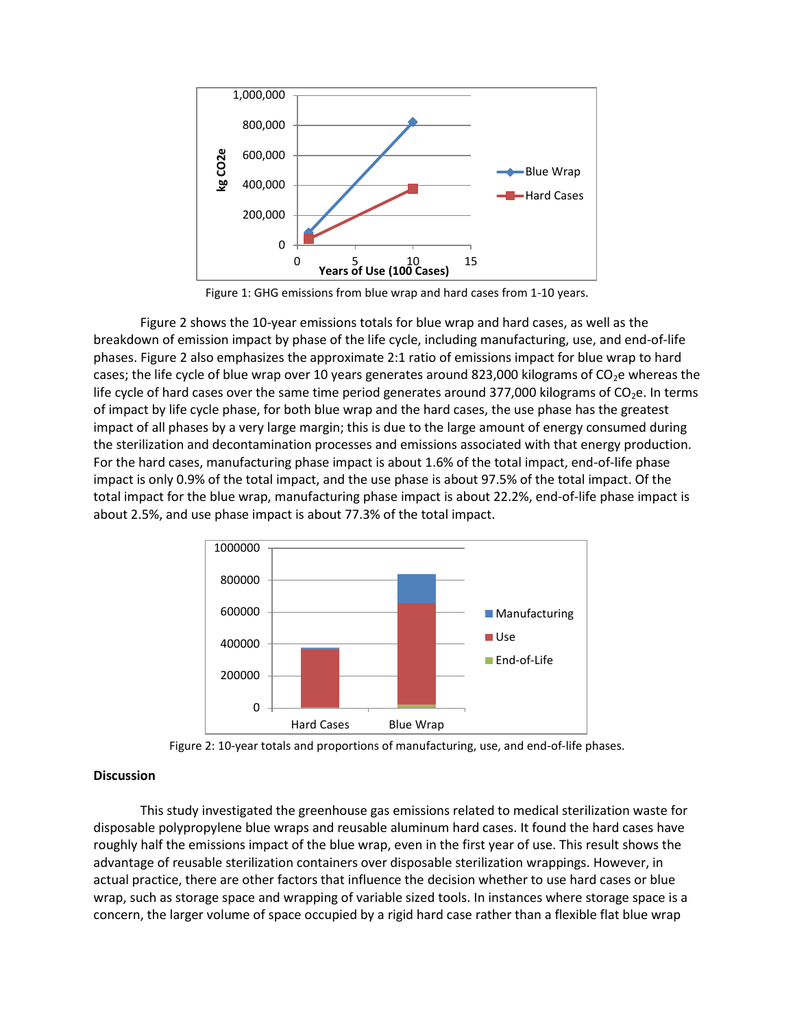Figure 1: GHG emissions from blue wrap and hard cases from 1-10 years.

Figure 2 shows the 10-year emissions totals for blue wrap and hard cases, as well as the breakdown of emission impact by phase of the life cycle, including manufacturing, use, and end-of-life phases. Figure 2 also emphasizes the approximate 2:1 ratio of emissions impact for blue wrap to hard cases; the life cycle of blue wrap over 10 years generates around 823,000 kilograms of $CO_2$e whereas the life cycle of hard cases over the same time period generates around 377,000 kilograms of $CO_2$e. In terms of impact by life cycle phase, for both blue wrap and the hard cases, the use phase has the greatest impact of all phases by a very large margin; this is due to the large amount of energy consumed during the sterilization and decontamination processes and emissions associated with that energy production. For the hard cases, manufacturing phase impact is about 1.6% of the total impact, end-of-life phase impact is only 0.9% of the total impact, and the use phase is about 97.5% of the total impact. Of the total impact for the blue wrap, manufacturing phase impact is about 22.2%, end-of-life phase impact is about 2.5%, and use phase impact is about 77.3% of the total impact.

Figure 2: 10-year totals and proportions of manufacturing, use, and end-of-life phases.

**Discussion**

This study investigated the greenhouse gas emissions related to medical sterilization waste for disposable polypropylene blue wraps and reusable aluminum hard cases. It found the hard cases have roughly half the emissions impact of the blue wrap, even in the first year of use. This result shows the advantage of reusable sterilization containers over disposable sterilization wrappings. However, in actual practice, there are other factors that influence the decision whether to use hard cases or blue wrap, such as storage space and wrapping of variable sized tools. In instances where storage space is a concern, the larger volume of space occupied by a rigid hard case rather than a flexible flat blue wrap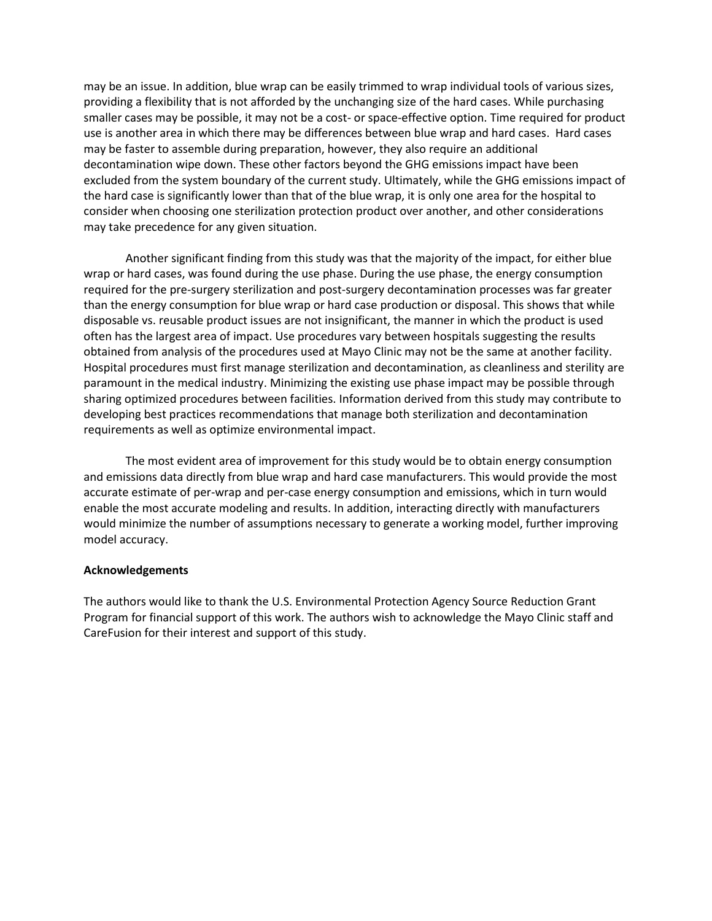may be an issue. In addition, blue wrap can be easily trimmed to wrap individual tools of various sizes, providing a flexibility that is not afforded by the unchanging size of the hard cases. While purchasing smaller cases may be possible, it may not be a cost- or space-effective option. Time required for product use is another area in which there may be differences between blue wrap and hard cases. Hard cases may be faster to assemble during preparation, however, they also require an additional decontamination wipe down. These other factors beyond the GHG emissions impact have been excluded from the system boundary of the current study. Ultimately, while the GHG emissions impact of the hard case is significantly lower than that of the blue wrap, it is only one area for the hospital to consider when choosing one sterilization protection product over another, and other considerations may take precedence for any given situation.

Another significant finding from this study was that the majority of the impact, for either blue wrap or hard cases, was found during the use phase. During the use phase, the energy consumption required for the pre-surgery sterilization and post-surgery decontamination processes was far greater than the energy consumption for blue wrap or hard case production or disposal. This shows that while disposable vs. reusable product issues are not insignificant, the manner in which the product is used often has the largest area of impact. Use procedures vary between hospitals suggesting the results obtained from analysis of the procedures used at Mayo Clinic may not be the same at another facility. Hospital procedures must first manage sterilization and decontamination, as cleanliness and sterility are paramount in the medical industry. Minimizing the existing use phase impact may be possible through sharing optimized procedures between facilities. Information derived from this study may contribute to developing best practices recommendations that manage both sterilization and decontamination requirements as well as optimize environmental impact.

The most evident area of improvement for this study would be to obtain energy consumption and emissions data directly from blue wrap and hard case manufacturers. This would provide the most accurate estimate of per-wrap and per-case energy consumption and emissions, which in turn would enable the most accurate modeling and results. In addition, interacting directly with manufacturers would minimize the number of assumptions necessary to generate a working model, further improving model accuracy.

**Acknowledgements**

The authors would like to thank the U.S. Environmental Protection Agency Source Reduction Grant Program for financial support of this work. The authors wish to acknowledge the Mayo Clinic staff and CareFusion for their interest and support of this study.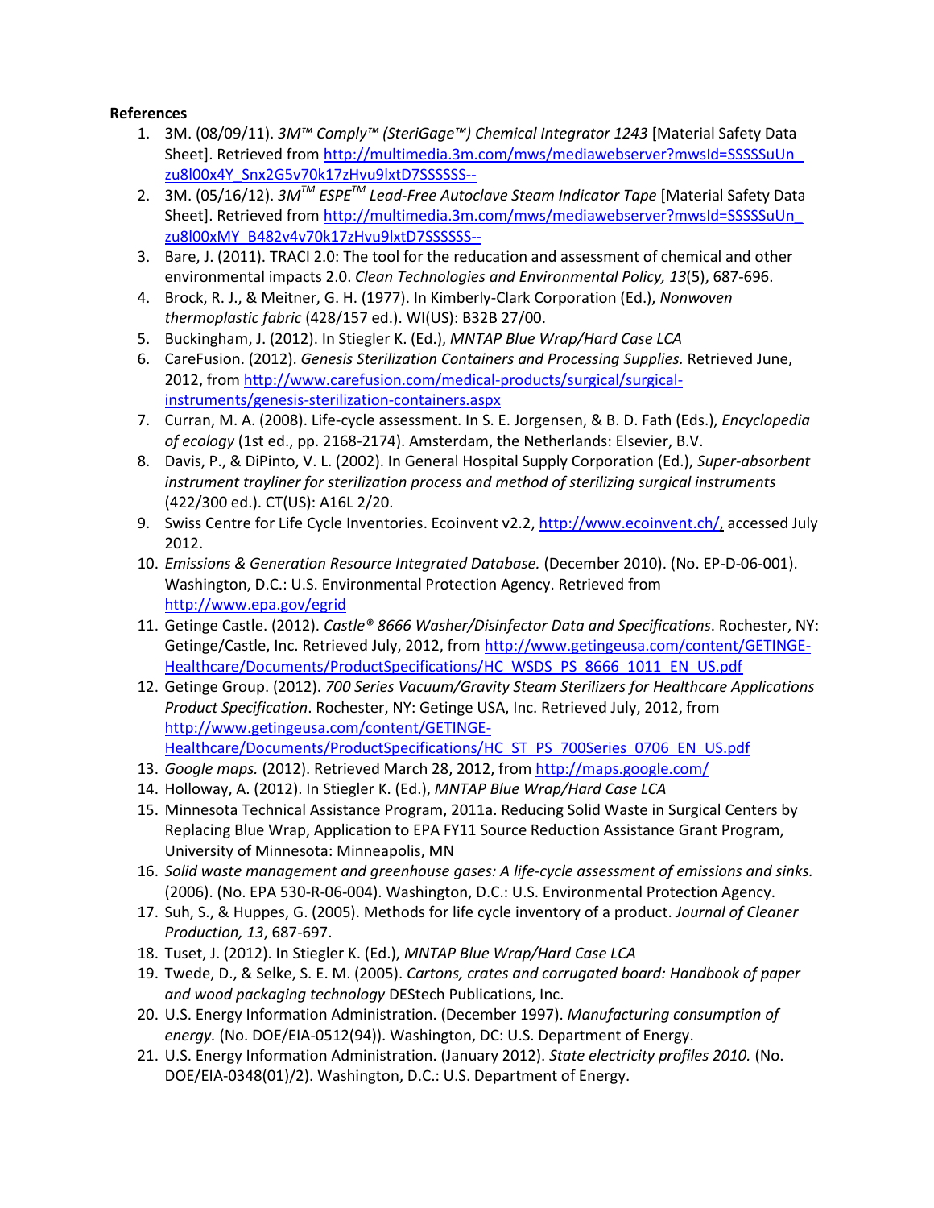**References**

1. 3M. (08/09/11). *3M™ Comply™ (SteriGage™) Chemical Integrator 1243* [Material Safety Data Sheet]. Retrieved from http://multimedia.3m.com/mws/mediawebserver?mwsId=SSSSSuUn_zu8l00x4Y_Snx2G5v70k17zHvu9lxtD7SSSSSS--
2. 3M. (05/16/12). *3M$^{TM}$ ESPE$^{TM}$ Lead-Free Autoclave Steam Indicator Tape* [Material Safety Data Sheet]. Retrieved from http://multimedia.3m.com/mws/mediawebserver?mwsId=SSSSSuUn_zu8l00xMY_B482v4v70k17zHvu9lxtD7SSSSSS--
3. Bare, J. (2011). TRACI 2.0: The tool for the reducation and assessment of chemical and other environmental impacts 2.0. *Clean Technologies and Environmental Policy, 13*(5), 687-696.
4. Brock, R. J., & Meitner, G. H. (1977). In Kimberly-Clark Corporation (Ed.), *Nonwoven thermoplastic fabric* (428/157 ed.). WI(US): B32B 27/00.
5. Buckingham, J. (2012). In Stiegler K. (Ed.), *MNTAP Blue Wrap/Hard Case LCA*
6. CareFusion. (2012). *Genesis Sterilization Containers and Processing Supplies.* Retrieved June, 2012, from http://www.carefusion.com/medical-products/surgical/surgical-instruments/genesis-sterilization-containers.aspx
7. Curran, M. A. (2008). Life-cycle assessment. In S. E. Jorgensen, & B. D. Fath (Eds.), *Encyclopedia of ecology* (1st ed., pp. 2168-2174). Amsterdam, the Netherlands: Elsevier, B.V.
8. Davis, P., & DiPinto, V. L. (2002). In General Hospital Supply Corporation (Ed.), *Super-absorbent instrument trayliner for sterilization process and method of sterilizing surgical instruments* (422/300 ed.). CT(US): A16L 2/20.
9. Swiss Centre for Life Cycle Inventories. Ecoinvent v2.2, http://www.ecoinvent.ch/, accessed July 2012.
10. *Emissions & Generation Resource Integrated Database.* (December 2010). (No. EP-D-06-001). Washington, D.C.: U.S. Environmental Protection Agency. Retrieved from http://www.epa.gov/egrid
11. Getinge Castle. (2012). *Castle® 8666 Washer/Disinfector Data and Specifications*. Rochester, NY: Getinge/Castle, Inc. Retrieved July, 2012, from http://www.getingeusa.com/content/GETINGE-Healthcare/Documents/ProductSpecifications/HC_WSDS_PS_8666_1011_EN_US.pdf
12. Getinge Group. (2012). *700 Series Vacuum/Gravity Steam Sterilizers for Healthcare Applications Product Specification*. Rochester, NY: Getinge USA, Inc. Retrieved July, 2012, from http://www.getingeusa.com/content/GETINGE-Healthcare/Documents/ProductSpecifications/HC_ST_PS_700Series_0706_EN_US.pdf
13. *Google maps.* (2012). Retrieved March 28, 2012, from http://maps.google.com/
14. Holloway, A. (2012). In Stiegler K. (Ed.), *MNTAP Blue Wrap/Hard Case LCA*
15. Minnesota Technical Assistance Program, 2011a. Reducing Solid Waste in Surgical Centers by Replacing Blue Wrap, Application to EPA FY11 Source Reduction Assistance Grant Program, University of Minnesota: Minneapolis, MN
16. *Solid waste management and greenhouse gases: A life-cycle assessment of emissions and sinks.* (2006). (No. EPA 530-R-06-004). Washington, D.C.: U.S. Environmental Protection Agency.
17. Suh, S., & Huppes, G. (2005). Methods for life cycle inventory of a product. *Journal of Cleaner Production, 13*, 687-697.
18. Tuset, J. (2012). In Stiegler K. (Ed.), *MNTAP Blue Wrap/Hard Case LCA*
19. Twede, D., & Selke, S. E. M. (2005). *Cartons, crates and corrugated board: Handbook of paper and wood packaging technology* DEStech Publications, Inc.
20. U.S. Energy Information Administration. (December 1997). *Manufacturing consumption of energy.* (No. DOE/EIA-0512(94)). Washington, DC: U.S. Department of Energy.
21. U.S. Energy Information Administration. (January 2012). *State electricity profiles 2010.* (No. DOE/EIA-0348(01)/2). Washington, D.C.: U.S. Department of Energy.